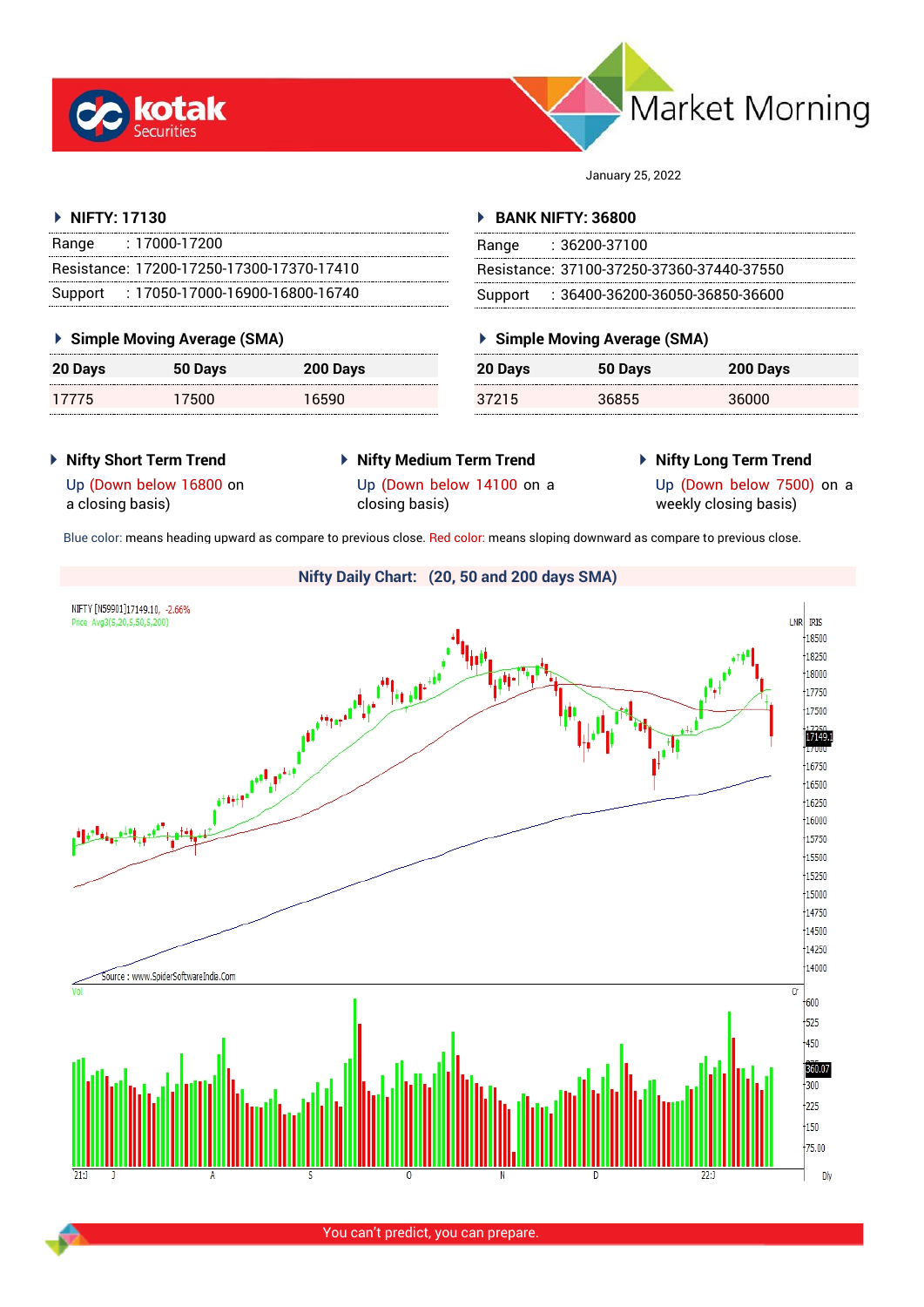# Market Morning

January 25, 2022

## NIFTY: 17130

| | |
|---|---|
| Range | : 17000-17200 |
| Resistance: | 17200-17250-17300-17370-17410 |
| Support | : 17050-17000-16900-16800-16740 |

### Simple Moving Average (SMA)

| 20 Days | 50 Days | 200 Days |
|---|---|---|
| 17775 | 17500 | 16590 |

## BANK NIFTY: 36800

| | |
|---|---|
| Range | : 36200-37100 |
| Resistance: | 37100-37250-37360-37440-37550 |
| Support | : 36400-36200-36050-36850-36600 |

### Simple Moving Average (SMA)

| 20 Days | 50 Days | 200 Days |
|---|---|---|
| 37215 | 36855 | 36000 |

### Nifty Short Term Trend

Up (Down below 16800 on a closing basis)

### Nifty Medium Term Trend

Up (Down below 14100 on a closing basis)

### Nifty Long Term Trend

Up (Down below 7500) on a weekly closing basis)

Blue color: means heading upward as compare to previous close. Red color: means sloping downward as compare to previous close.

### Nifty Daily Chart: (20, 50 and 200 days SMA)

You can't predict, you can prepare.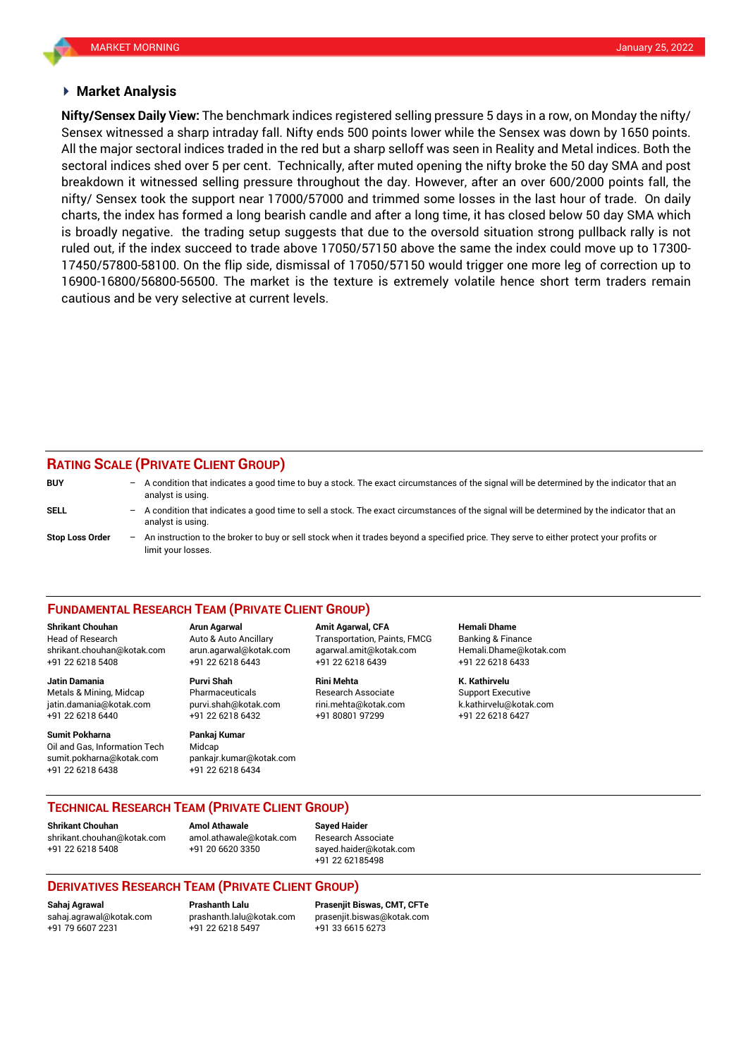## Market Analysis

**Nifty/Sensex Daily View:** The benchmark indices registered selling pressure 5 days in a row, on Monday the nifty/ Sensex witnessed a sharp intraday fall. Nifty ends 500 points lower while the Sensex was down by 1650 points. All the major sectoral indices traded in the red but a sharp selloff was seen in Reality and Metal indices. Both the sectoral indices shed over 5 per cent. Technically, after muted opening the nifty broke the 50 day SMA and post breakdown it witnessed selling pressure throughout the day. However, after an over 600/2000 points fall, the nifty/ Sensex took the support near 17000/57000 and trimmed some losses in the last hour of trade. On daily charts, the index has formed a long bearish candle and after a long time, it has closed below 50 day SMA which is broadly negative. the trading setup suggests that due to the oversold situation strong pullback rally is not ruled out, if the index succeed to trade above 17050/57150 above the same the index could move up to 17300-17450/57800-58100. On the flip side, dismissal of 17050/57150 would trigger one more leg of correction up to 16900-16800/56800-56500. The market is the texture is extremely volatile hence short term traders remain cautious and be very selective at current levels.

## RATING SCALE (PRIVATE CLIENT GROUP)

**BUY** – A condition that indicates a good time to buy a stock. The exact circumstances of the signal will be determined by the indicator that an analyst is using.

**SELL** – A condition that indicates a good time to sell a stock. The exact circumstances of the signal will be determined by the indicator that an analyst is using.

**Stop Loss Order** – An instruction to the broker to buy or sell stock when it trades beyond a specified price. They serve to either protect your profits or limit your losses.

## FUNDAMENTAL RESEARCH TEAM (PRIVATE CLIENT GROUP)

**Shrikant Chouhan**
Head of Research
shrikant.chouhan@kotak.com
+91 22 6218 5408

**Arun Agarwal**
Auto & Auto Ancillary
arun.agarwal@kotak.com
+91 22 6218 6443

**Amit Agarwal, CFA**
Transportation, Paints, FMCG
agarwal.amit@kotak.com
+91 22 6218 6439

**Hemali Dhame**
Banking & Finance
Hemali.Dhame@kotak.com
+91 22 6218 6433

**Jatin Damania**
Metals & Mining, Midcap
jatin.damania@kotak.com
+91 22 6218 6440

**Purvi Shah**
Pharmaceuticals
purvi.shah@kotak.com
+91 22 6218 6432

**Rini Mehta**
Research Associate
rini.mehta@kotak.com
+91 80801 97299

**K. Kathirvelu**
Support Executive
k.kathirvelu@kotak.com
+91 22 6218 6427

**Sumit Pokharna**
Oil and Gas, Information Tech
sumit.pokharna@kotak.com
+91 22 6218 6438

**Pankaj Kumar**
Midcap
pankajr.kumar@kotak.com
+91 22 6218 6434

## TECHNICAL RESEARCH TEAM (PRIVATE CLIENT GROUP)

**Shrikant Chouhan**
shrikant.chouhan@kotak.com
+91 22 6218 5408

**Amol Athawale**
amol.athawale@kotak.com
+91 20 6620 3350

**Sayed Haider**
Research Associate
sayed.haider@kotak.com
+91 22 62185498

## DERIVATIVES RESEARCH TEAM (PRIVATE CLIENT GROUP)

**Sahaj Agrawal**
sahaj.agrawal@kotak.com
+91 79 6607 2231

**Prashanth Lalu**
prashanth.lalu@kotak.com
+91 22 6218 5497

**Prasenjit Biswas, CMT, CFTe**
prasenjit.biswas@kotak.com
+91 33 6615 6273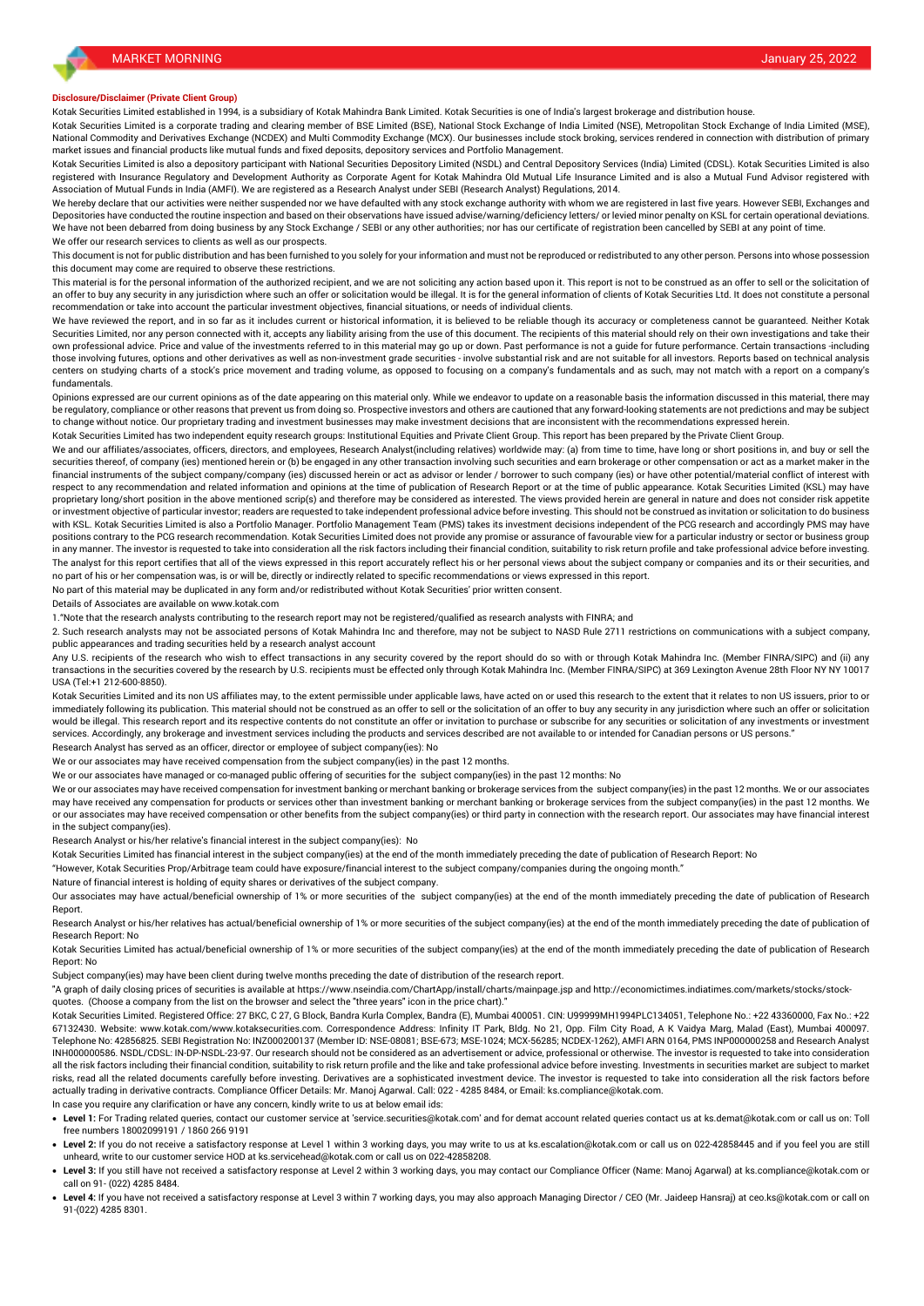**Disclosure/Disclaimer (Private Client Group)**

Kotak Securities Limited established in 1994, is a subsidiary of Kotak Mahindra Bank Limited. Kotak Securities is one of India's largest brokerage and distribution house.

Kotak Securities Limited is a corporate trading and clearing member of BSE Limited (BSE), National Stock Exchange of India Limited (NSE), Metropolitan Stock Exchange of India Limited (MSE), National Commodity and Derivatives Exchange (NCDEX) and Multi Commodity Exchange (MCX). Our businesses include stock broking, services rendered in connection with distribution of primary market issues and financial products like mutual funds and fixed deposits, depository services and Portfolio Management.

Kotak Securities Limited is also a depository participant with National Securities Depository Limited (NSDL) and Central Depository Services (India) Limited (CDSL). Kotak Securities Limited is also registered with Insurance Regulatory and Development Authority as Corporate Agent for Kotak Mahindra Old Mutual Life Insurance Limited and is also a Mutual Fund Advisor registered with Association of Mutual Funds in India (AMFI). We are registered as a Research Analyst under SEBI (Research Analyst) Regulations, 2014.

We hereby declare that our activities were neither suspended nor we have defaulted with any stock exchange authority with whom we are registered in last five years. However SEBI, Exchanges and Depositories have conducted the routine inspection and based on their observations have issued advise/warning/deficiency letters/ or levied minor penalty on KSL for certain operational deviations. We have not been debarred from doing business by any Stock Exchange / SEBI or any other authorities; nor has our certificate of registration been cancelled by SEBI at any point of time.

We offer our research services to clients as well as our prospects.

This document is not for public distribution and has been furnished to you solely for your information and must not be reproduced or redistributed to any other person. Persons into whose possession this document may come are required to observe these restrictions.

This material is for the personal information of the authorized recipient, and we are not soliciting any action based upon it. This report is not to be construed as an offer to sell or the solicitation of an offer to buy any security in any jurisdiction where such an offer or solicitation would be illegal. It is for the general information of clients of Kotak Securities Ltd. It does not constitute a personal recommendation or take into account the particular investment objectives, financial situations, or needs of individual clients.

We have reviewed the report, and in so far as it includes current or historical information, it is believed to be reliable though its accuracy or completeness cannot be guaranteed. Neither Kotak Securities Limited, nor any person connected with it, accepts any liability arising from the use of this document. The recipients of this material should rely on their own investigations and take their own professional advice. Price and value of the investments referred to in this material may go up or down. Past performance is not a guide for future performance. Certain transactions -including those involving futures, options and other derivatives as well as non-investment grade securities - involve substantial risk and are not suitable for all investors. Reports based on technical analysis centers on studying charts of a stock's price movement and trading volume, as opposed to focusing on a company's fundamentals and as such, may not match with a report on a company's fundamentals.

Opinions expressed are our current opinions as of the date appearing on this material only. While we endeavor to update on a reasonable basis the information discussed in this material, there may be regulatory, compliance or other reasons that prevent us from doing so. Prospective investors and others are cautioned that any forward-looking statements are not predictions and may be subject to change without notice. Our proprietary trading and investment businesses may make investment decisions that are inconsistent with the recommendations expressed herein.

Kotak Securities Limited has two independent equity research groups: Institutional Equities and Private Client Group. This report has been prepared by the Private Client Group.

We and our affiliates/associates, officers, directors, and employees, Research Analyst(including relatives) worldwide may: (a) from time to time, have long or short positions in, and buy or sell the securities thereof, of company (ies) mentioned herein or (b) be engaged in any other transaction involving such securities and earn brokerage or other compensation or act as a market maker in the financial instruments of the subject company/company (ies) discussed herein or act as advisor or lender / borrower to such company (ies) or have other potential/material conflict of interest with respect to any recommendation and related information and opinions at the time of publication of Research Report or at the time of public appearance. Kotak Securities Limited (KSL) may have proprietary long/short position in the above mentioned scrip(s) and therefore may be considered as interested. The views provided herein are general in nature and does not consider risk appetite or investment objective of particular investor; readers are requested to take independent professional advice before investing. This should not be construed as invitation or solicitation to do business with KSL. Kotak Securities Limited is also a Portfolio Manager. Portfolio Management Team (PMS) takes its investment decisions independent of the PCG research and accordingly PMS may have positions contrary to the PCG research recommendation. Kotak Securities Limited does not provide any promise or assurance of favourable view for a particular industry or sector or business group in any manner. The investor is requested to take into consideration all the risk factors including their financial condition, suitability to risk return profile and take professional advice before investing.

The analyst for this report certifies that all of the views expressed in this report accurately reflect his or her personal views about the subject company or companies and its or their securities, and no part of his or her compensation was, is or will be, directly or indirectly related to specific recommendations or views expressed in this report.

No part of this material may be duplicated in any form and/or redistributed without Kotak Securities' prior written consent.

Details of Associates are available on www.kotak.com

1."Note that the research analysts contributing to the research report may not be registered/qualified as research analysts with FINRA; and

2. Such research analysts may not be associated persons of Kotak Mahindra Inc and therefore, may not be subject to NASD Rule 2711 restrictions on communications with a subject company, public appearances and trading securities held by a research analyst account

Any U.S. recipients of the research who wish to effect transactions in any security covered by the report should do so with or through Kotak Mahindra Inc. (Member FINRA/SIPC) and (ii) any transactions in the securities covered by the research by U.S. recipients must be effected only through Kotak Mahindra Inc. (Member FINRA/SIPC) at 369 Lexington Avenue 28th Floor NY NY 10017 USA (Tel:+1 212-600-8850).

Kotak Securities Limited and its non US affiliates may, to the extent permissible under applicable laws, have acted on or used this research to the extent that it relates to non US issuers, prior to or immediately following its publication. This material should not be construed as an offer to sell or the solicitation of an offer to buy any security in any jurisdiction where such an offer or solicitation would be illegal. This research report and its respective contents do not constitute an offer or invitation to purchase or subscribe for any securities or solicitation of any investments or investment services. Accordingly, any brokerage and investment services including the products and services described are not available to or intended for Canadian persons or US persons."

Research Analyst has served as an officer, director or employee of subject company(ies): No

We or our associates may have received compensation from the subject company(ies) in the past 12 months.

We or our associates have managed or co-managed public offering of securities for the subject company(ies) in the past 12 months: No

We or our associates may have received compensation for investment banking or merchant banking or brokerage services from the subject company(ies) in the past 12 months. We or our associates may have received any compensation for products or services other than investment banking or merchant banking or brokerage services from the subject company(ies) in the past 12 months. We or our associates may have received compensation or other benefits from the subject company(ies) or third party in connection with the research report. Our associates may have financial interest in the subject company(ies).

Research Analyst or his/her relative's financial interest in the subject company(ies): No

Kotak Securities Limited has financial interest in the subject company(ies) at the end of the month immediately preceding the date of publication of Research Report: No

"However, Kotak Securities Prop/Arbitrage team could have exposure/financial interest to the subject company/companies during the ongoing month."

Nature of financial interest is holding of equity shares or derivatives of the subject company.

Our associates may have actual/beneficial ownership of 1% or more securities of the subject company(ies) at the end of the month immediately preceding the date of publication of Research Report.

Research Analyst or his/her relatives has actual/beneficial ownership of 1% or more securities of the subject company(ies) at the end of the month immediately preceding the date of publication of Research Report: No

Kotak Securities Limited has actual/beneficial ownership of 1% or more securities of the subject company(ies) at the end of the month immediately preceding the date of publication of Research Report: No

Subject company(ies) may have been client during twelve months preceding the date of distribution of the research report.

"A graph of daily closing prices of securities is available at https://www.nseindia.com/ChartApp/install/charts/mainpage.jsp and http://economictimes.indiatimes.com/markets/stocks/stock-quotes. (Choose a company from the list on the browser and select the "three years" icon in the price chart)."

Kotak Securities Limited. Registered Office: 27 BKC, C 27, G Block, Bandra Kurla Complex, Bandra (E), Mumbai 400051. CIN: U99999MH1994PLC134051, Telephone No.: +22 43360000, Fax No.: +22 67132430. Website: www.kotak.com/www.kotaksecurities.com. Correspondence Address: Infinity IT Park, Bldg. No 21, Opp. Film City Road, A K Vaidya Marg, Malad (East), Mumbai 400097. Telephone No: 42856825. SEBI Registration No: INZ000200137 (Member ID: NSE-08081; BSE-673; MSE-1024; MCX-56285; NCDEX-1262), AMFI ARN 0164, PMS INP000000258 and Research Analyst INH000000586. NSDL/CDSL: IN-DP-NSDL-23-97. Our research should not be considered as an advertisement or advice, professional or otherwise. The investor is requested to take into consideration all the risk factors including their financial condition, suitability to risk return profile and the like and take professional advice before investing. Investments in securities market are subject to market risks, read all the related documents carefully before investing. Derivatives are a sophisticated investment device. The investor is requested to take into consideration all the risk factors before actually trading in derivative contracts. Compliance Officer Details: Mr. Manoj Agarwal. Call: 022 - 4285 8484, or Email: ks.compliance@kotak.com.

In case you require any clarification or have any concern, kindly write to us at below email ids:

- **Level 1:** For Trading related queries, contact our customer service at 'service.securities@kotak.com' and for demat account related queries contact us at ks.demat@kotak.com or call us on: Toll free numbers 18002099191 / 1860 266 9191
- **Level 2:** If you do not receive a satisfactory response at Level 1 within 3 working days, you may write to us at ks.escalation@kotak.com or call us on 022-42858445 and if you feel you are still unheard, write to our customer service HOD at ks.servicehead@kotak.com or call us on 022-42858208.
- **Level 3:** If you still have not received a satisfactory response at Level 2 within 3 working days, you may contact our Compliance Officer (Name: Manoj Agarwal) at ks.compliance@kotak.com or call on 91- (022) 4285 8484.
- **Level 4:** If you have not received a satisfactory response at Level 3 within 7 working days, you may also approach Managing Director / CEO (Mr. Jaideep Hansraj) at ceo.ks@kotak.com or call on 91-(022) 4285 8301.